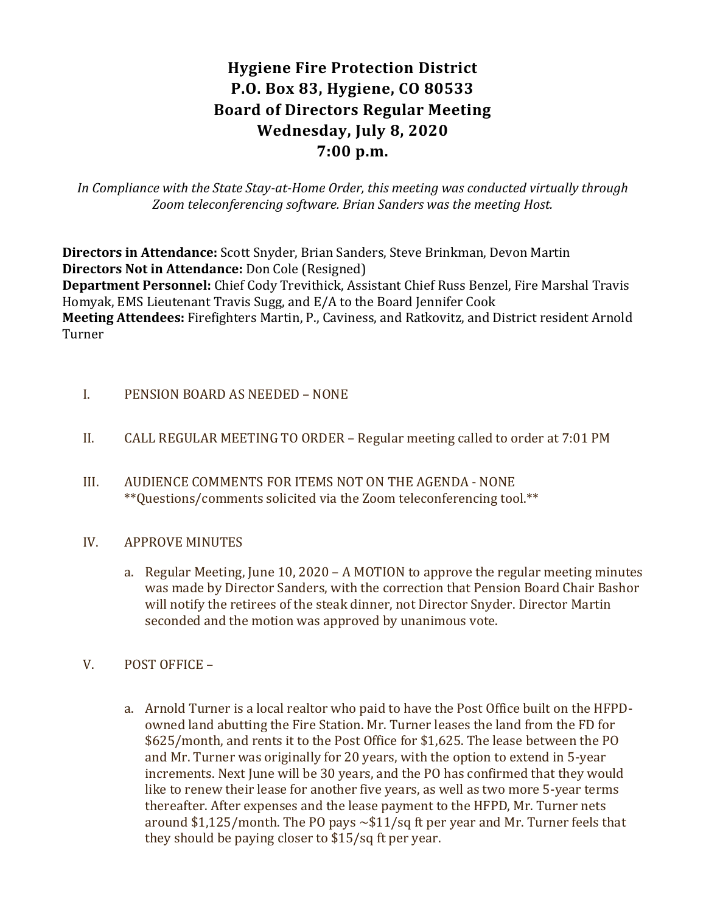# Hygiene Fire Protection District
# P.O. Box 83, Hygiene, CO 80533
# Board of Directors Regular Meeting
# Wednesday, July 8, 2020
# 7:00 p.m.

*In Compliance with the State Stay-at-Home Order, this meeting was conducted virtually through Zoom teleconferencing software. Brian Sanders was the meeting Host.*

**Directors in Attendance:** Scott Snyder, Brian Sanders, Steve Brinkman, Devon Martin
**Directors Not in Attendance:** Don Cole (Resigned)
**Department Personnel:** Chief Cody Trevithick, Assistant Chief Russ Benzel, Fire Marshal Travis Homyak, EMS Lieutenant Travis Sugg, and E/A to the Board Jennifer Cook
**Meeting Attendees:** Firefighters Martin, P., Caviness, and Ratkovitz, and District resident Arnold Turner

I. PENSION BOARD AS NEEDED – NONE

II. CALL REGULAR MEETING TO ORDER – Regular meeting called to order at 7:01 PM

III. AUDIENCE COMMENTS FOR ITEMS NOT ON THE AGENDA - NONE
**Questions/comments solicited via the Zoom teleconferencing tool.**

IV. APPROVE MINUTES

a. Regular Meeting, June 10, 2020 – A MOTION to approve the regular meeting minutes was made by Director Sanders, with the correction that Pension Board Chair Bashor will notify the retirees of the steak dinner, not Director Snyder. Director Martin seconded and the motion was approved by unanimous vote.

V. POST OFFICE –

a. Arnold Turner is a local realtor who paid to have the Post Office built on the HFPD-owned land abutting the Fire Station. Mr. Turner leases the land from the FD for $625/month, and rents it to the Post Office for $1,625. The lease between the PO and Mr. Turner was originally for 20 years, with the option to extend in 5-year increments. Next June will be 30 years, and the PO has confirmed that they would like to renew their lease for another five years, as well as two more 5-year terms thereafter. After expenses and the lease payment to the HFPD, Mr. Turner nets around $1,125/month. The PO pays ~$11/sq ft per year and Mr. Turner feels that they should be paying closer to $15/sq ft per year.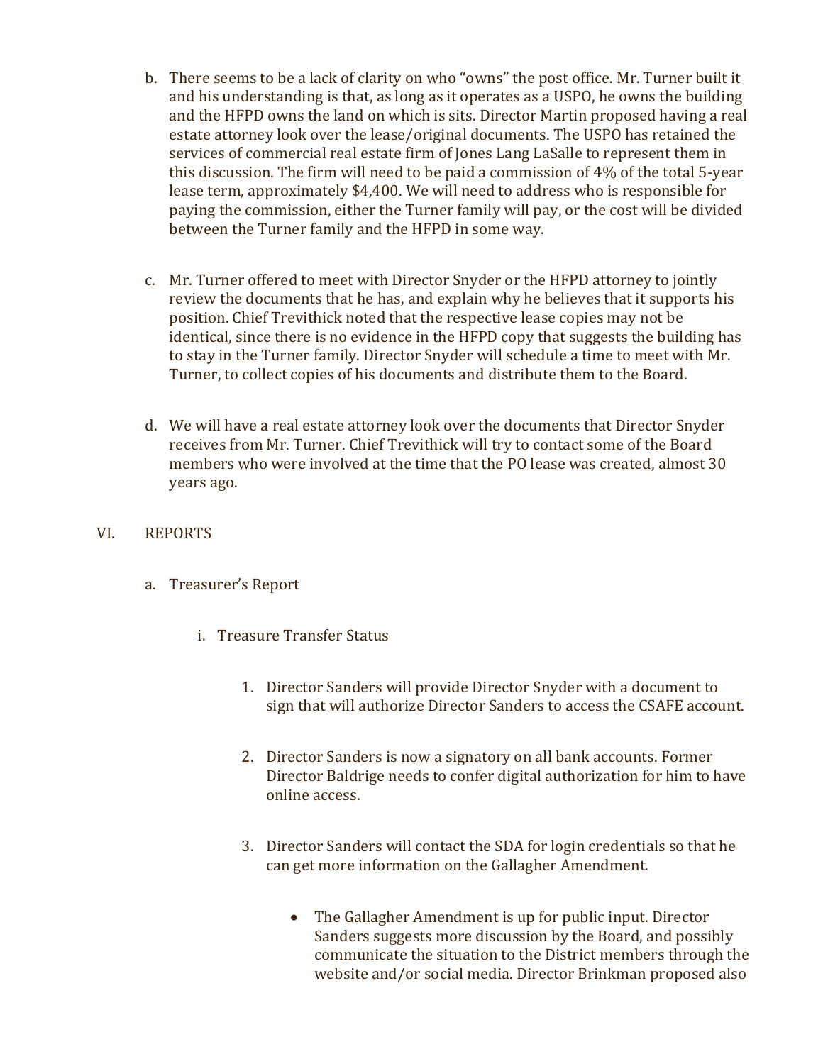b. There seems to be a lack of clarity on who "owns" the post office. Mr. Turner built it and his understanding is that, as long as it operates as a USPO, he owns the building and the HFPD owns the land on which is sits. Director Martin proposed having a real estate attorney look over the lease/original documents. The USPO has retained the services of commercial real estate firm of Jones Lang LaSalle to represent them in this discussion. The firm will need to be paid a commission of 4% of the total 5-year lease term, approximately $4,400. We will need to address who is responsible for paying the commission, either the Turner family will pay, or the cost will be divided between the Turner family and the HFPD in some way.

c. Mr. Turner offered to meet with Director Snyder or the HFPD attorney to jointly review the documents that he has, and explain why he believes that it supports his position. Chief Trevithick noted that the respective lease copies may not be identical, since there is no evidence in the HFPD copy that suggests the building has to stay in the Turner family. Director Snyder will schedule a time to meet with Mr. Turner, to collect copies of his documents and distribute them to the Board.

d. We will have a real estate attorney look over the documents that Director Snyder receives from Mr. Turner. Chief Trevithick will try to contact some of the Board members who were involved at the time that the PO lease was created, almost 30 years ago.

## VI. REPORTS

a. Treasurer's Report

i. Treasure Transfer Status

1. Director Sanders will provide Director Snyder with a document to sign that will authorize Director Sanders to access the CSAFE account.

2. Director Sanders is now a signatory on all bank accounts. Former Director Baldrige needs to confer digital authorization for him to have online access.

3. Director Sanders will contact the SDA for login credentials so that he can get more information on the Gallagher Amendment.

   - The Gallagher Amendment is up for public input. Director Sanders suggests more discussion by the Board, and possibly communicate the situation to the District members through the website and/or social media. Director Brinkman proposed also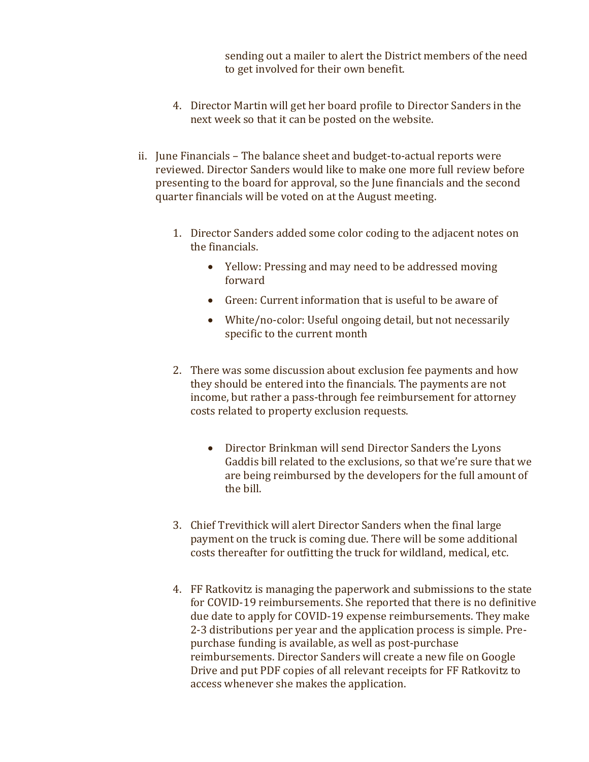sending out a mailer to alert the District members of the need to get involved for their own benefit.

4. Director Martin will get her board profile to Director Sanders in the next week so that it can be posted on the website.

ii. June Financials – The balance sheet and budget-to-actual reports were reviewed. Director Sanders would like to make one more full review before presenting to the board for approval, so the June financials and the second quarter financials will be voted on at the August meeting.

   1. Director Sanders added some color coding to the adjacent notes on the financials.
      - Yellow: Pressing and may need to be addressed moving forward
      - Green: Current information that is useful to be aware of
      - White/no-color: Useful ongoing detail, but not necessarily specific to the current month

   2. There was some discussion about exclusion fee payments and how they should be entered into the financials. The payments are not income, but rather a pass-through fee reimbursement for attorney costs related to property exclusion requests.
      - Director Brinkman will send Director Sanders the Lyons Gaddis bill related to the exclusions, so that we're sure that we are being reimbursed by the developers for the full amount of the bill.

   3. Chief Trevithick will alert Director Sanders when the final large payment on the truck is coming due. There will be some additional costs thereafter for outfitting the truck for wildland, medical, etc.

   4. FF Ratkovitz is managing the paperwork and submissions to the state for COVID-19 reimbursements. She reported that there is no definitive due date to apply for COVID-19 expense reimbursements. They make 2-3 distributions per year and the application process is simple. Pre-purchase funding is available, as well as post-purchase reimbursements. Director Sanders will create a new file on Google Drive and put PDF copies of all relevant receipts for FF Ratkovitz to access whenever she makes the application.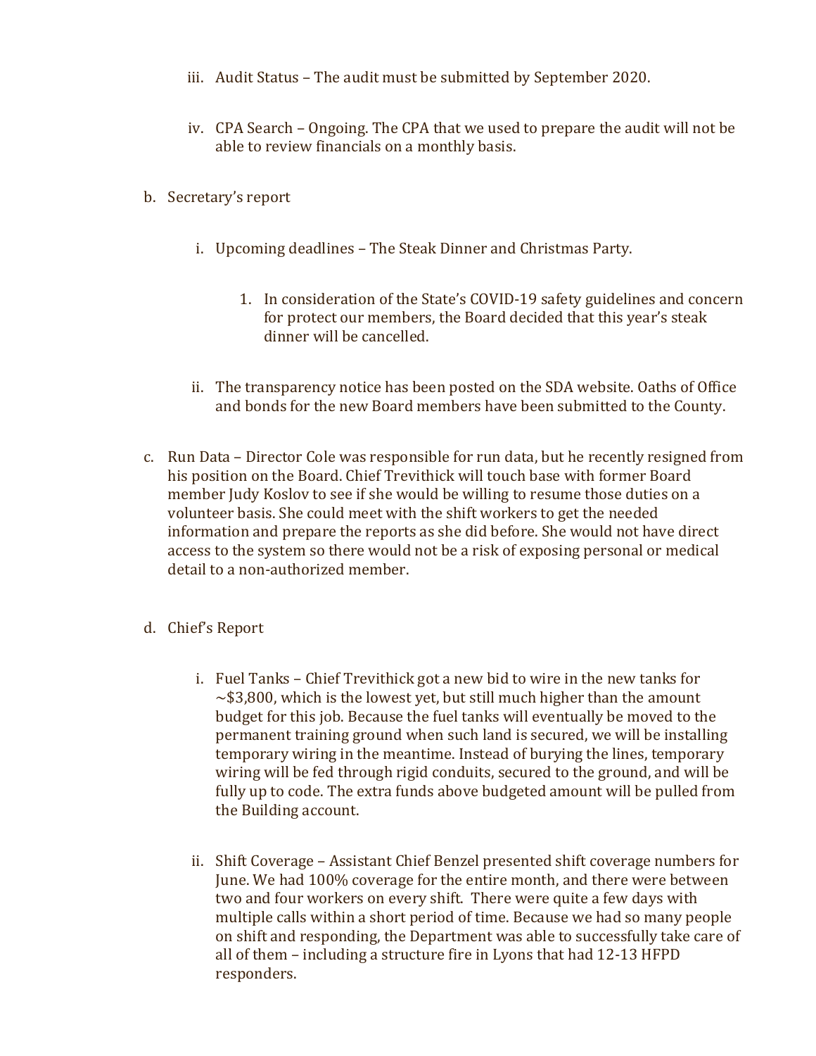iii. Audit Status – The audit must be submitted by September 2020.

iv. CPA Search – Ongoing. The CPA that we used to prepare the audit will not be able to review financials on a monthly basis.

b. Secretary's report

   i. Upcoming deadlines – The Steak Dinner and Christmas Party.

      1. In consideration of the State's COVID-19 safety guidelines and concern for protect our members, the Board decided that this year's steak dinner will be cancelled.

   ii. The transparency notice has been posted on the SDA website. Oaths of Office and bonds for the new Board members have been submitted to the County.

c. Run Data – Director Cole was responsible for run data, but he recently resigned from his position on the Board. Chief Trevithick will touch base with former Board member Judy Koslov to see if she would be willing to resume those duties on a volunteer basis. She could meet with the shift workers to get the needed information and prepare the reports as she did before. She would not have direct access to the system so there would not be a risk of exposing personal or medical detail to a non-authorized member.

d. Chief's Report

   i. Fuel Tanks – Chief Trevithick got a new bid to wire in the new tanks for ~$3,800, which is the lowest yet, but still much higher than the amount budget for this job. Because the fuel tanks will eventually be moved to the permanent training ground when such land is secured, we will be installing temporary wiring in the meantime. Instead of burying the lines, temporary wiring will be fed through rigid conduits, secured to the ground, and will be fully up to code. The extra funds above budgeted amount will be pulled from the Building account.

   ii. Shift Coverage – Assistant Chief Benzel presented shift coverage numbers for June. We had 100% coverage for the entire month, and there were between two and four workers on every shift. There were quite a few days with multiple calls within a short period of time. Because we had so many people on shift and responding, the Department was able to successfully take care of all of them – including a structure fire in Lyons that had 12-13 HFPD responders.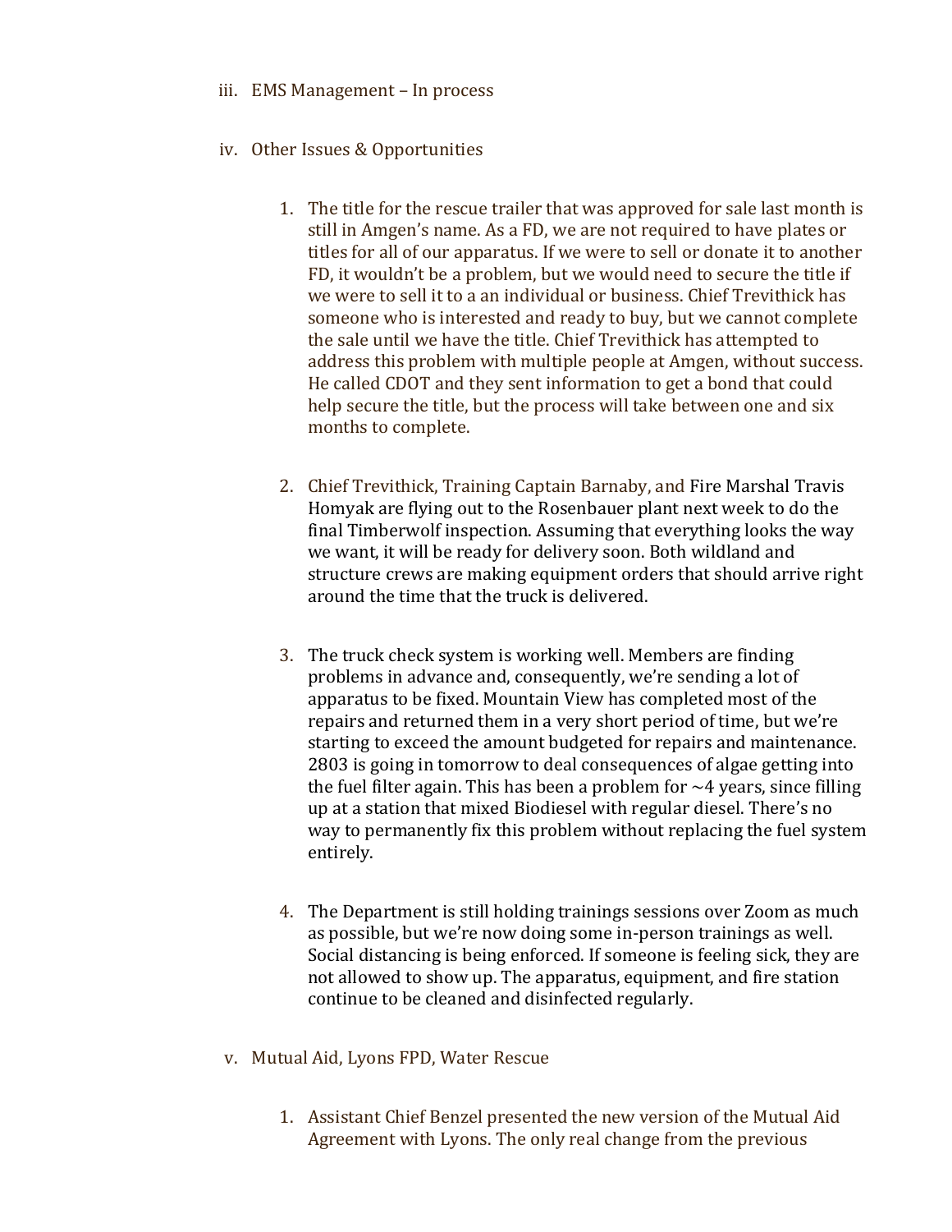iii. EMS Management – In process

iv. Other Issues & Opportunities

1. The title for the rescue trailer that was approved for sale last month is still in Amgen's name. As a FD, we are not required to have plates or titles for all of our apparatus. If we were to sell or donate it to another FD, it wouldn't be a problem, but we would need to secure the title if we were to sell it to a an individual or business. Chief Trevithick has someone who is interested and ready to buy, but we cannot complete the sale until we have the title. Chief Trevithick has attempted to address this problem with multiple people at Amgen, without success. He called CDOT and they sent information to get a bond that could help secure the title, but the process will take between one and six months to complete.

2. Chief Trevithick, Training Captain Barnaby, and Fire Marshal Travis Homyak are flying out to the Rosenbauer plant next week to do the final Timberwolf inspection. Assuming that everything looks the way we want, it will be ready for delivery soon. Both wildland and structure crews are making equipment orders that should arrive right around the time that the truck is delivered.

3. The truck check system is working well. Members are finding problems in advance and, consequently, we're sending a lot of apparatus to be fixed. Mountain View has completed most of the repairs and returned them in a very short period of time, but we're starting to exceed the amount budgeted for repairs and maintenance. 2803 is going in tomorrow to deal consequences of algae getting into the fuel filter again. This has been a problem for ~4 years, since filling up at a station that mixed Biodiesel with regular diesel. There's no way to permanently fix this problem without replacing the fuel system entirely.

4. The Department is still holding trainings sessions over Zoom as much as possible, but we're now doing some in-person trainings as well. Social distancing is being enforced. If someone is feeling sick, they are not allowed to show up. The apparatus, equipment, and fire station continue to be cleaned and disinfected regularly.

v. Mutual Aid, Lyons FPD, Water Rescue

1. Assistant Chief Benzel presented the new version of the Mutual Aid Agreement with Lyons. The only real change from the previous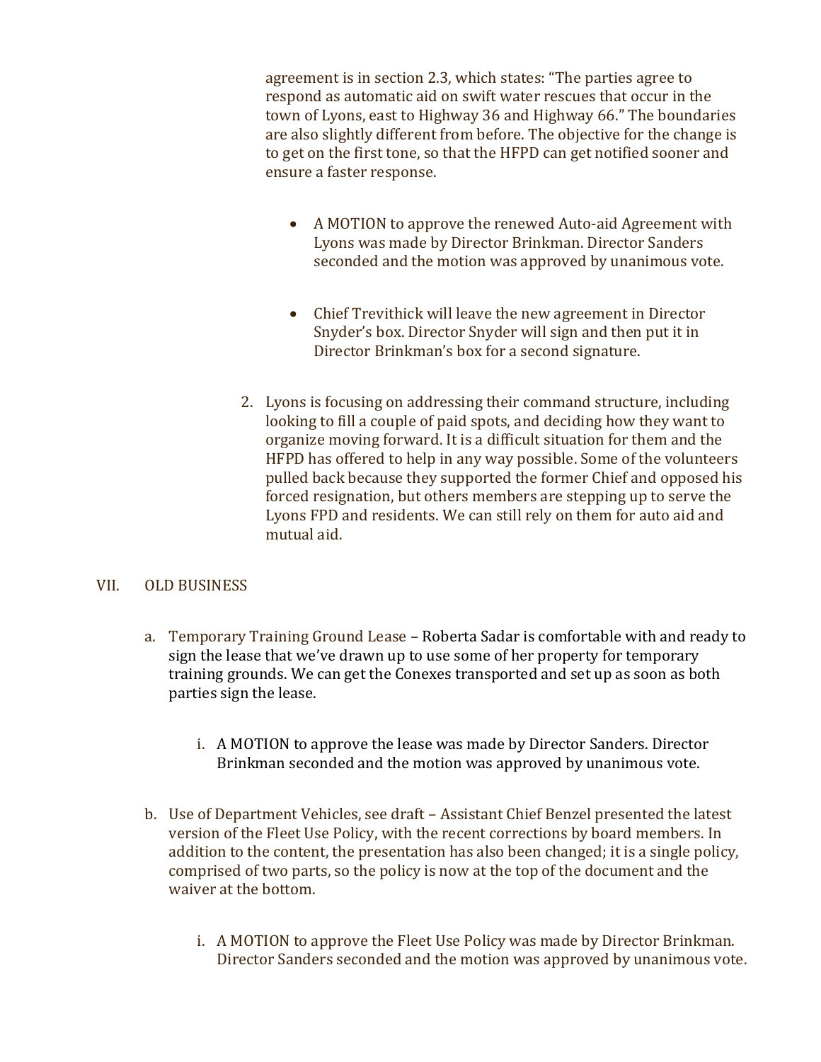agreement is in section 2.3, which states: "The parties agree to respond as automatic aid on swift water rescues that occur in the town of Lyons, east to Highway 36 and Highway 66." The boundaries are also slightly different from before. The objective for the change is to get on the first tone, so that the HFPD can get notified sooner and ensure a faster response.

- A MOTION to approve the renewed Auto-aid Agreement with Lyons was made by Director Brinkman. Director Sanders seconded and the motion was approved by unanimous vote.

- Chief Trevithick will leave the new agreement in Director Snyder's box. Director Snyder will sign and then put it in Director Brinkman's box for a second signature.

2. Lyons is focusing on addressing their command structure, including looking to fill a couple of paid spots, and deciding how they want to organize moving forward. It is a difficult situation for them and the HFPD has offered to help in any way possible. Some of the volunteers pulled back because they supported the former Chief and opposed his forced resignation, but others members are stepping up to serve the Lyons FPD and residents. We can still rely on them for auto aid and mutual aid.

VII. OLD BUSINESS

a. Temporary Training Ground Lease – Roberta Sadar is comfortable with and ready to sign the lease that we've drawn up to use some of her property for temporary training grounds. We can get the Conexes transported and set up as soon as both parties sign the lease.

   i. A MOTION to approve the lease was made by Director Sanders. Director Brinkman seconded and the motion was approved by unanimous vote.

b. Use of Department Vehicles, see draft – Assistant Chief Benzel presented the latest version of the Fleet Use Policy, with the recent corrections by board members. In addition to the content, the presentation has also been changed; it is a single policy, comprised of two parts, so the policy is now at the top of the document and the waiver at the bottom.

   i. A MOTION to approve the Fleet Use Policy was made by Director Brinkman. Director Sanders seconded and the motion was approved by unanimous vote.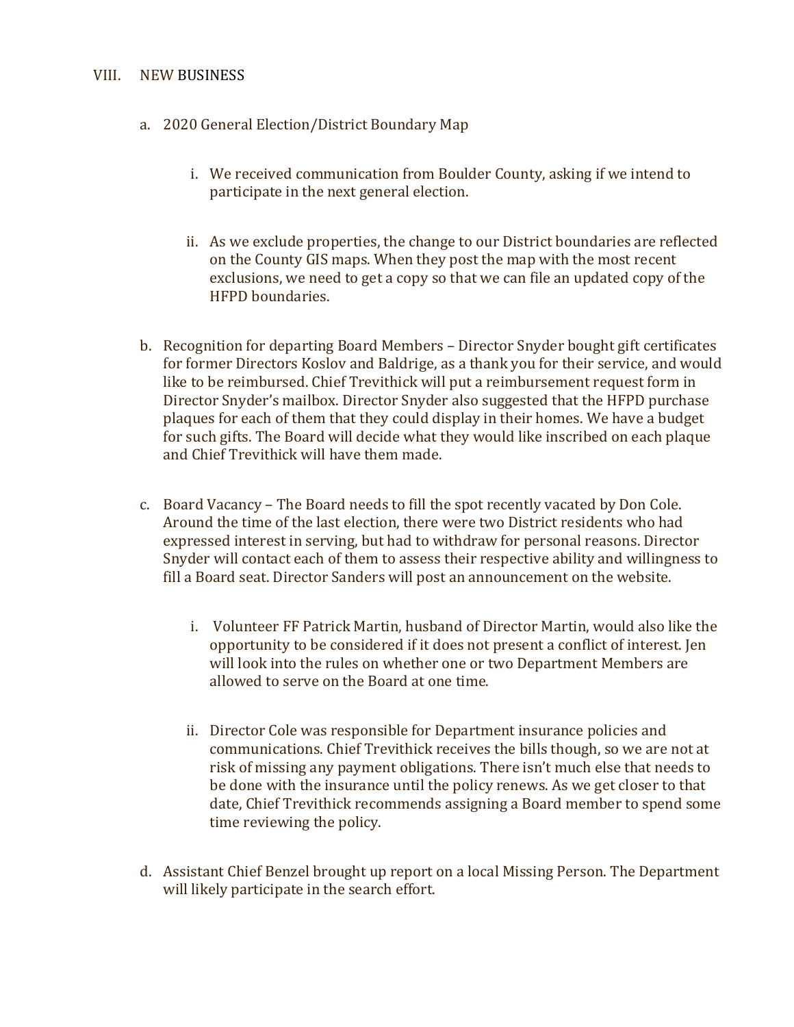## VIII. NEW BUSINESS

a. 2020 General Election/District Boundary Map

   i. We received communication from Boulder County, asking if we intend to participate in the next general election.

   ii. As we exclude properties, the change to our District boundaries are reflected on the County GIS maps. When they post the map with the most recent exclusions, we need to get a copy so that we can file an updated copy of the HFPD boundaries.

b. Recognition for departing Board Members – Director Snyder bought gift certificates for former Directors Koslov and Baldrige, as a thank you for their service, and would like to be reimbursed. Chief Trevithick will put a reimbursement request form in Director Snyder's mailbox. Director Snyder also suggested that the HFPD purchase plaques for each of them that they could display in their homes. We have a budget for such gifts. The Board will decide what they would like inscribed on each plaque and Chief Trevithick will have them made.

c. Board Vacancy – The Board needs to fill the spot recently vacated by Don Cole. Around the time of the last election, there were two District residents who had expressed interest in serving, but had to withdraw for personal reasons. Director Snyder will contact each of them to assess their respective ability and willingness to fill a Board seat. Director Sanders will post an announcement on the website.

   i. Volunteer FF Patrick Martin, husband of Director Martin, would also like the opportunity to be considered if it does not present a conflict of interest. Jen will look into the rules on whether one or two Department Members are allowed to serve on the Board at one time.

   ii. Director Cole was responsible for Department insurance policies and communications. Chief Trevithick receives the bills though, so we are not at risk of missing any payment obligations. There isn't much else that needs to be done with the insurance until the policy renews. As we get closer to that date, Chief Trevithick recommends assigning a Board member to spend some time reviewing the policy.

d. Assistant Chief Benzel brought up report on a local Missing Person. The Department will likely participate in the search effort.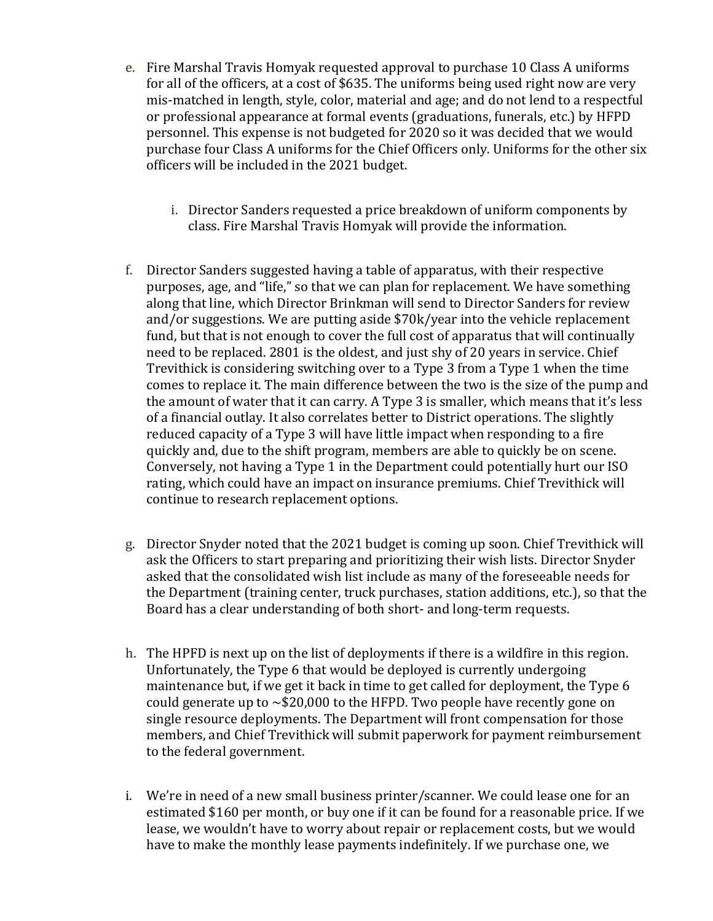e. Fire Marshal Travis Homyak requested approval to purchase 10 Class A uniforms for all of the officers, at a cost of $635. The uniforms being used right now are very mis-matched in length, style, color, material and age; and do not lend to a respectful or professional appearance at formal events (graduations, funerals, etc.) by HFPD personnel. This expense is not budgeted for 2020 so it was decided that we would purchase four Class A uniforms for the Chief Officers only. Uniforms for the other six officers will be included in the 2021 budget.

   i. Director Sanders requested a price breakdown of uniform components by class. Fire Marshal Travis Homyak will provide the information.

f. Director Sanders suggested having a table of apparatus, with their respective purposes, age, and "life," so that we can plan for replacement. We have something along that line, which Director Brinkman will send to Director Sanders for review and/or suggestions. We are putting aside $70k/year into the vehicle replacement fund, but that is not enough to cover the full cost of apparatus that will continually need to be replaced. 2801 is the oldest, and just shy of 20 years in service. Chief Trevithick is considering switching over to a Type 3 from a Type 1 when the time comes to replace it. The main difference between the two is the size of the pump and the amount of water that it can carry. A Type 3 is smaller, which means that it's less of a financial outlay. It also correlates better to District operations. The slightly reduced capacity of a Type 3 will have little impact when responding to a fire quickly and, due to the shift program, members are able to quickly be on scene. Conversely, not having a Type 1 in the Department could potentially hurt our ISO rating, which could have an impact on insurance premiums. Chief Trevithick will continue to research replacement options.

g. Director Snyder noted that the 2021 budget is coming up soon. Chief Trevithick will ask the Officers to start preparing and prioritizing their wish lists. Director Snyder asked that the consolidated wish list include as many of the foreseeable needs for the Department (training center, truck purchases, station additions, etc.), so that the Board has a clear understanding of both short- and long-term requests.

h. The HPFD is next up on the list of deployments if there is a wildfire in this region. Unfortunately, the Type 6 that would be deployed is currently undergoing maintenance but, if we get it back in time to get called for deployment, the Type 6 could generate up to ~$20,000 to the HFPD. Two people have recently gone on single resource deployments. The Department will front compensation for those members, and Chief Trevithick will submit paperwork for payment reimbursement to the federal government.

i. We're in need of a new small business printer/scanner. We could lease one for an estimated $160 per month, or buy one if it can be found for a reasonable price. If we lease, we wouldn't have to worry about repair or replacement costs, but we would have to make the monthly lease payments indefinitely. If we purchase one, we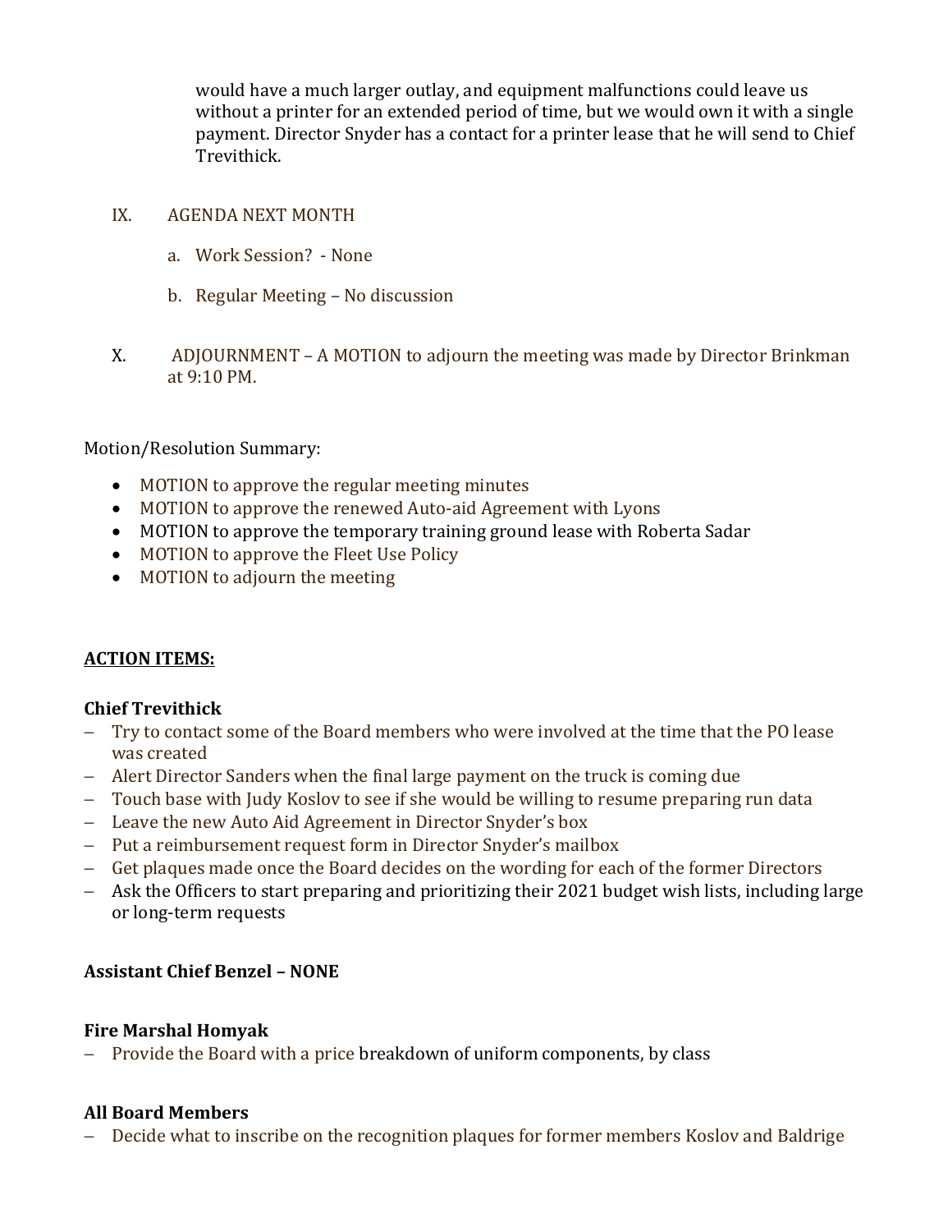would have a much larger outlay, and equipment malfunctions could leave us without a printer for an extended period of time, but we would own it with a single payment. Director Snyder has a contact for a printer lease that he will send to Chief Trevithick.

IX. AGENDA NEXT MONTH

a. Work Session? - None

b. Regular Meeting – No discussion

X. ADJOURNMENT – A MOTION to adjourn the meeting was made by Director Brinkman at 9:10 PM.

Motion/Resolution Summary:

- MOTION to approve the regular meeting minutes
- MOTION to approve the renewed Auto-aid Agreement with Lyons
- MOTION to approve the temporary training ground lease with Roberta Sadar
- MOTION to approve the Fleet Use Policy
- MOTION to adjourn the meeting

**ACTION ITEMS:**

**Chief Trevithick**

- Try to contact some of the Board members who were involved at the time that the PO lease was created
- Alert Director Sanders when the final large payment on the truck is coming due
- Touch base with Judy Koslov to see if she would be willing to resume preparing run data
- Leave the new Auto Aid Agreement in Director Snyder's box
- Put a reimbursement request form in Director Snyder's mailbox
- Get plaques made once the Board decides on the wording for each of the former Directors
- Ask the Officers to start preparing and prioritizing their 2021 budget wish lists, including large or long-term requests

**Assistant Chief Benzel – NONE**

**Fire Marshal Homyak**

- Provide the Board with a price breakdown of uniform components, by class

**All Board Members**

- Decide what to inscribe on the recognition plaques for former members Koslov and Baldrige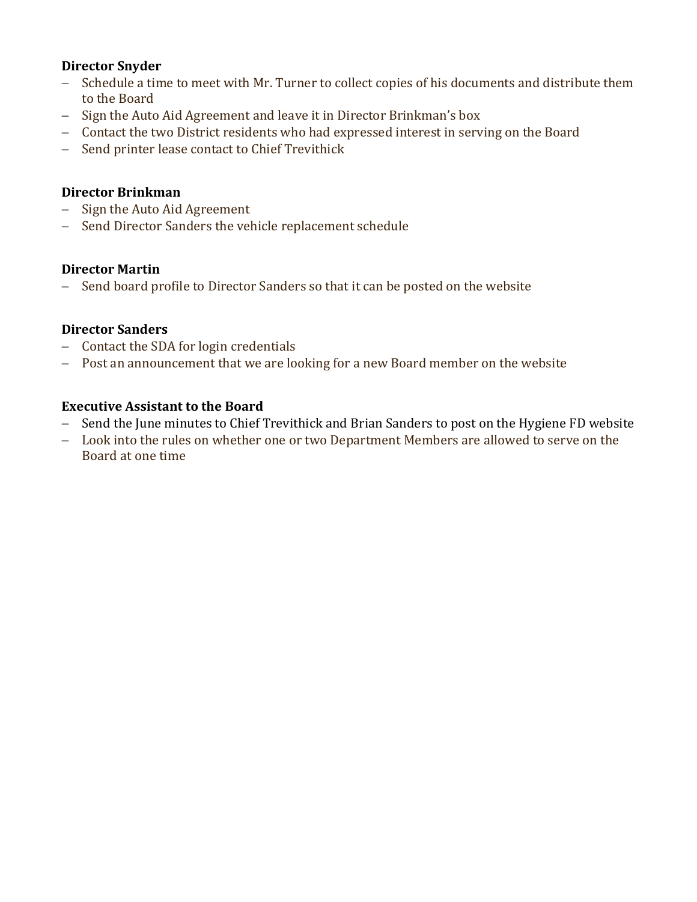**Director Snyder**

- Schedule a time to meet with Mr. Turner to collect copies of his documents and distribute them to the Board
- Sign the Auto Aid Agreement and leave it in Director Brinkman's box
- Contact the two District residents who had expressed interest in serving on the Board
- Send printer lease contact to Chief Trevithick

**Director Brinkman**

- Sign the Auto Aid Agreement
- Send Director Sanders the vehicle replacement schedule

**Director Martin**

- Send board profile to Director Sanders so that it can be posted on the website

**Director Sanders**

- Contact the SDA for login credentials
- Post an announcement that we are looking for a new Board member on the website

**Executive Assistant to the Board**

- Send the June minutes to Chief Trevithick and Brian Sanders to post on the Hygiene FD website
- Look into the rules on whether one or two Department Members are allowed to serve on the Board at one time